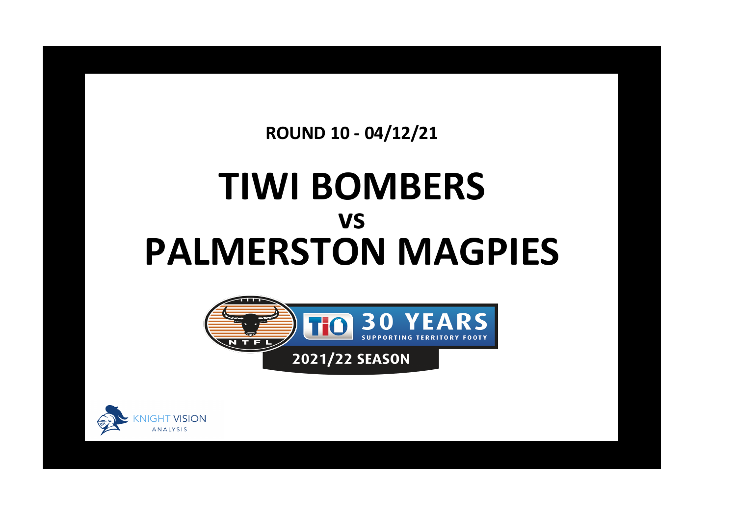ROUND 10 - 04/12/21

# TIWI BOMBERS
## vs
# PALMERSTON MAGPIES

NTFL

TIO 30 YEARS SUPPORTING TERRITORY FOOTY

2021/22 SEASON

KNIGHT VISION ANALYSIS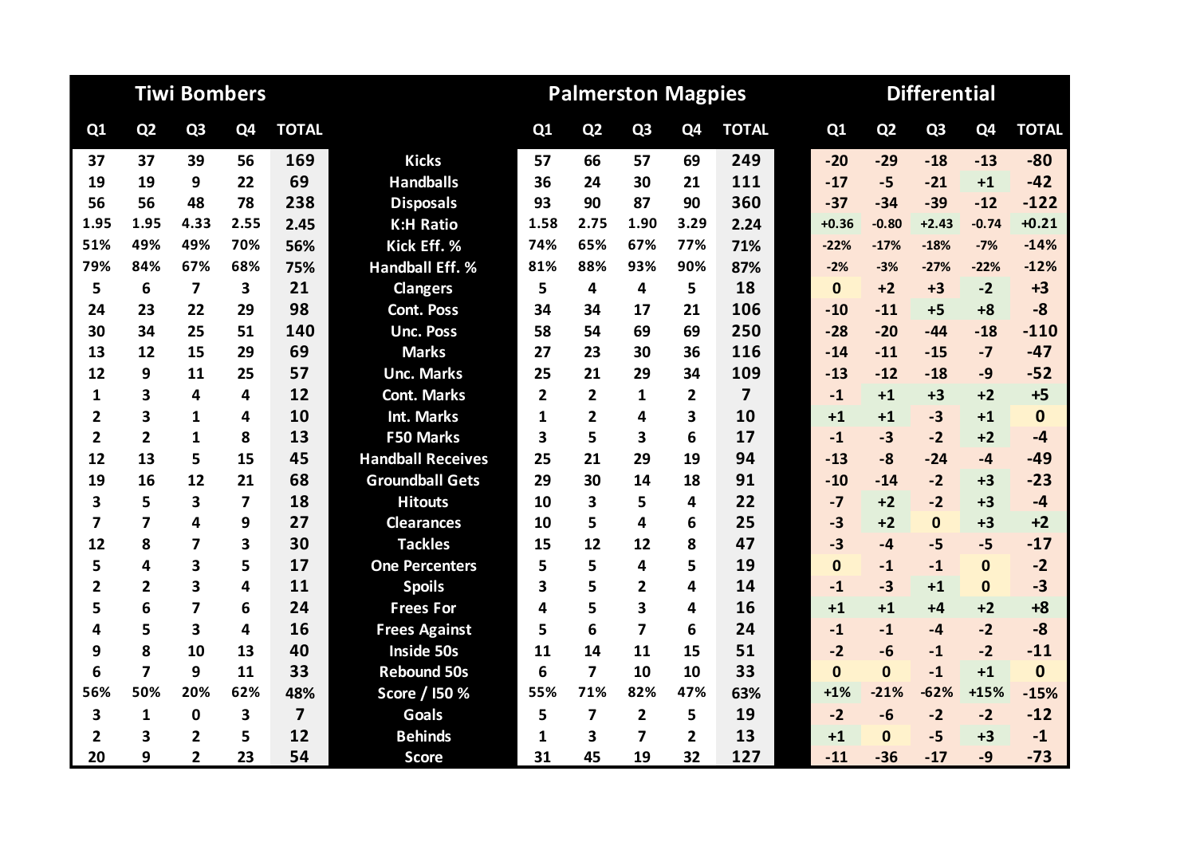| Tiwi Bombers | | | | | | Palmerston Magpies | | | | | Differential | | | | |
|---|---|---|---|---|---|---|---|---|---|---|---|---|---|---|---|
| Q1 | Q2 | Q3 | Q4 | TOTAL | | Q1 | Q2 | Q3 | Q4 | TOTAL | Q1 | Q2 | Q3 | Q4 | TOTAL |
| 37 | 37 | 39 | 56 | 169 | Kicks | 57 | 66 | 57 | 69 | 249 | -20 | -29 | -18 | -13 | -80 |
| 19 | 19 | 9 | 22 | 69 | Handballs | 36 | 24 | 30 | 21 | 111 | -17 | -5 | -21 | +1 | -42 |
| 56 | 56 | 48 | 78 | 238 | Disposals | 93 | 90 | 87 | 90 | 360 | -37 | -34 | -39 | -12 | -122 |
| 1.95 | 1.95 | 4.33 | 2.55 | 2.45 | K:H Ratio | 1.58 | 2.75 | 1.90 | 3.29 | 2.24 | +0.36 | -0.80 | +2.43 | -0.74 | +0.21 |
| 51% | 49% | 49% | 70% | 56% | Kick Eff. % | 74% | 65% | 67% | 77% | 71% | -22% | -17% | -18% | -7% | -14% |
| 79% | 84% | 67% | 68% | 75% | Handball Eff. % | 81% | 88% | 93% | 90% | 87% | -2% | -3% | -27% | -22% | -12% |
| 5 | 6 | 7 | 3 | 21 | Clangers | 5 | 4 | 4 | 5 | 18 | 0 | +2 | +3 | -2 | +3 |
| 24 | 23 | 22 | 29 | 98 | Cont. Poss | 34 | 34 | 17 | 21 | 106 | -10 | -11 | +5 | +8 | -8 |
| 30 | 34 | 25 | 51 | 140 | Unc. Poss | 58 | 54 | 69 | 69 | 250 | -28 | -20 | -44 | -18 | -110 |
| 13 | 12 | 15 | 29 | 69 | Marks | 27 | 23 | 30 | 36 | 116 | -14 | -11 | -15 | -7 | -47 |
| 12 | 9 | 11 | 25 | 57 | Unc. Marks | 25 | 21 | 29 | 34 | 109 | -13 | -12 | -18 | -9 | -52 |
| 1 | 3 | 4 | 4 | 12 | Cont. Marks | 2 | 2 | 1 | 2 | 7 | -1 | +1 | +3 | +2 | +5 |
| 2 | 3 | 1 | 4 | 10 | Int. Marks | 1 | 2 | 4 | 3 | 10 | +1 | +1 | -3 | +1 | 0 |
| 2 | 2 | 1 | 8 | 13 | F50 Marks | 3 | 5 | 3 | 6 | 17 | -1 | -3 | -2 | +2 | -4 |
| 12 | 13 | 5 | 15 | 45 | Handball Receives | 25 | 21 | 29 | 19 | 94 | -13 | -8 | -24 | -4 | -49 |
| 19 | 16 | 12 | 21 | 68 | Groundball Gets | 29 | 30 | 14 | 18 | 91 | -10 | -14 | -2 | +3 | -23 |
| 3 | 5 | 3 | 7 | 18 | Hitouts | 10 | 3 | 5 | 4 | 22 | -7 | +2 | -2 | +3 | -4 |
| 7 | 7 | 4 | 9 | 27 | Clearances | 10 | 5 | 4 | 6 | 25 | -3 | +2 | 0 | +3 | +2 |
| 12 | 8 | 7 | 3 | 30 | Tackles | 15 | 12 | 12 | 8 | 47 | -3 | -4 | -5 | -5 | -17 |
| 5 | 4 | 3 | 5 | 17 | One Percenters | 5 | 5 | 4 | 5 | 19 | 0 | -1 | -1 | 0 | -2 |
| 2 | 2 | 3 | 4 | 11 | Spoils | 3 | 5 | 2 | 4 | 14 | -1 | -3 | +1 | 0 | -3 |
| 5 | 6 | 7 | 6 | 24 | Frees For | 4 | 5 | 3 | 4 | 16 | +1 | +1 | +4 | +2 | +8 |
| 4 | 5 | 3 | 4 | 16 | Frees Against | 5 | 6 | 7 | 6 | 24 | -1 | -1 | -4 | -2 | -8 |
| 9 | 8 | 10 | 13 | 40 | Inside 50s | 11 | 14 | 11 | 15 | 51 | -2 | -6 | -1 | -2 | -11 |
| 6 | 7 | 9 | 11 | 33 | Rebound 50s | 6 | 7 | 10 | 10 | 33 | 0 | 0 | -1 | +1 | 0 |
| 56% | 50% | 20% | 62% | 48% | Score / I50 % | 55% | 71% | 82% | 47% | 63% | +1% | -21% | -62% | +15% | -15% |
| 3 | 1 | 0 | 3 | 7 | Goals | 5 | 7 | 2 | 5 | 19 | -2 | -6 | -2 | -2 | -12 |
| 2 | 3 | 2 | 5 | 12 | Behinds | 1 | 3 | 7 | 2 | 13 | +1 | 0 | -5 | +3 | -1 |
| 20 | 9 | 2 | 23 | 54 | Score | 31 | 45 | 19 | 32 | 127 | -11 | -36 | -17 | -9 | -73 |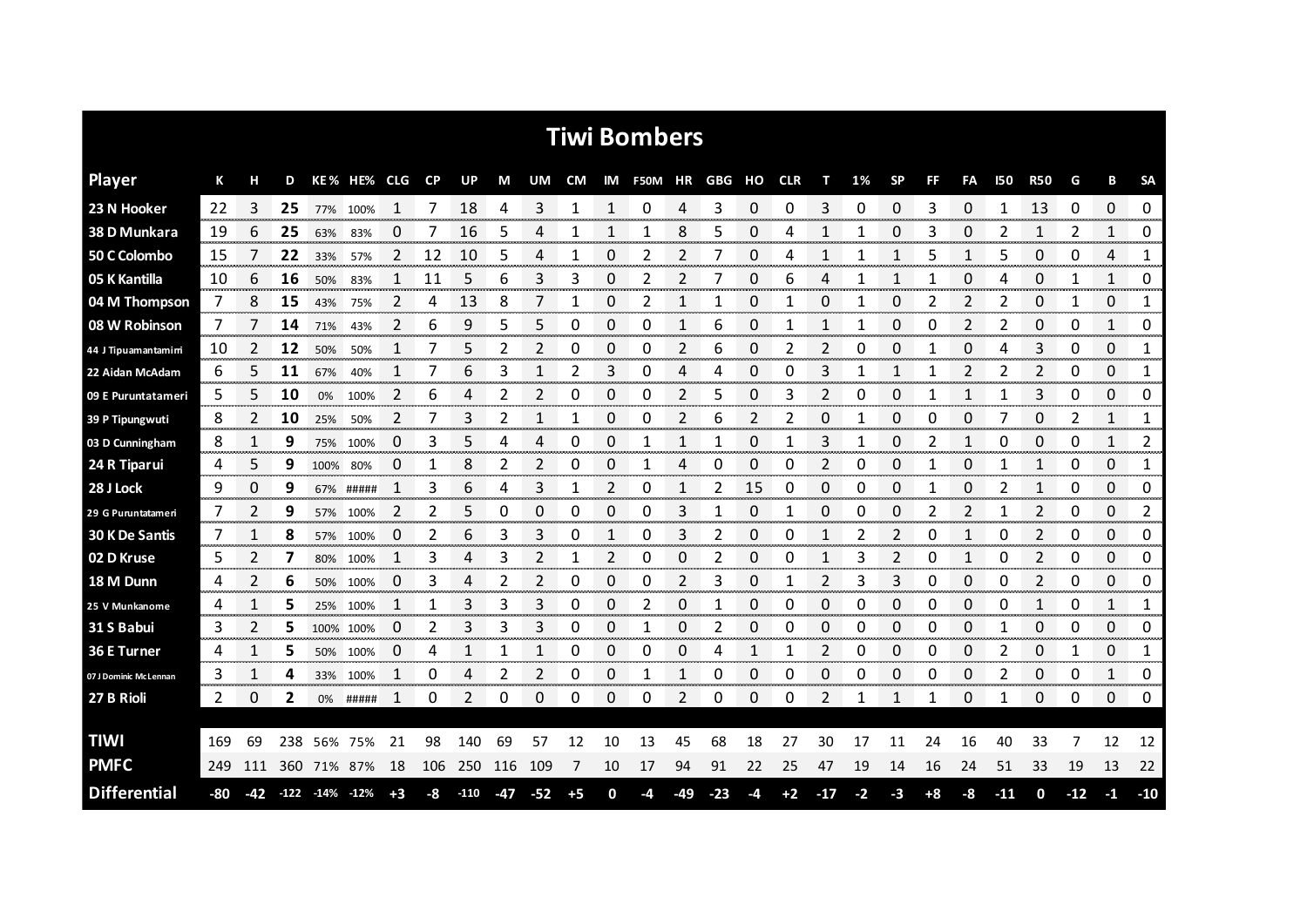# Tiwi Bombers

| Player | K | H | D | KE% | HE% | CLG | CP | UP | M | UM | CM | IM | F50M | HR | GBG | HO | CLR | T | 1% | SP | FF | FA | I50 | R50 | G | B | SA |
|---|---|---|---|---|---|---|---|---|---|---|---|---|---|---|---|---|---|---|---|---|---|---|---|---|---|---|---|
| 23 N Hooker | 22 | 3 | 25 | 77% | 100% | 1 | 7 | 18 | 4 | 3 | 1 | 1 | 0 | 4 | 3 | 0 | 0 | 3 | 0 | 0 | 3 | 0 | 1 | 13 | 0 | 0 | 0 |
| 38 D Munkara | 19 | 6 | 25 | 63% | 83% | 0 | 7 | 16 | 5 | 4 | 1 | 1 | 1 | 8 | 5 | 0 | 4 | 1 | 1 | 0 | 3 | 0 | 2 | 1 | 2 | 1 | 0 |
| 50 C Colombo | 15 | 7 | 22 | 33% | 57% | 2 | 12 | 10 | 5 | 4 | 1 | 0 | 2 | 2 | 7 | 0 | 4 | 1 | 1 | 1 | 5 | 1 | 5 | 0 | 0 | 4 | 1 |
| 05 K Kantilla | 10 | 6 | 16 | 50% | 83% | 1 | 11 | 5 | 6 | 3 | 3 | 0 | 2 | 2 | 7 | 0 | 6 | 4 | 1 | 1 | 1 | 0 | 4 | 0 | 1 | 1 | 0 |
| 04 M Thompson | 7 | 8 | 15 | 43% | 75% | 2 | 4 | 13 | 8 | 7 | 1 | 0 | 2 | 1 | 1 | 0 | 1 | 0 | 1 | 0 | 2 | 2 | 2 | 0 | 1 | 0 | 1 |
| 08 W Robinson | 7 | 7 | 14 | 71% | 43% | 2 | 6 | 9 | 5 | 5 | 0 | 0 | 0 | 1 | 6 | 0 | 1 | 1 | 1 | 0 | 0 | 2 | 2 | 0 | 0 | 1 | 0 |
| 44 J Tipuamantamirri | 10 | 2 | 12 | 50% | 50% | 1 | 7 | 5 | 2 | 2 | 0 | 0 | 0 | 2 | 6 | 0 | 2 | 2 | 0 | 0 | 1 | 0 | 4 | 3 | 0 | 0 | 1 |
| 22 Aidan McAdam | 6 | 5 | 11 | 67% | 40% | 1 | 7 | 6 | 3 | 1 | 2 | 3 | 0 | 4 | 4 | 0 | 0 | 3 | 1 | 1 | 1 | 2 | 2 | 2 | 0 | 0 | 1 |
| 09 E Puruntatameri | 5 | 5 | 10 | 0% | 100% | 2 | 6 | 4 | 2 | 2 | 0 | 0 | 0 | 2 | 5 | 0 | 3 | 2 | 0 | 0 | 1 | 1 | 1 | 3 | 0 | 0 | 0 |
| 39 P Tipungwuti | 8 | 2 | 10 | 25% | 50% | 2 | 7 | 3 | 2 | 1 | 1 | 0 | 0 | 2 | 6 | 2 | 2 | 0 | 1 | 0 | 0 | 0 | 7 | 0 | 2 | 1 | 1 |
| 03 D Cunningham | 8 | 1 | 9 | 75% | 100% | 0 | 3 | 5 | 4 | 4 | 0 | 0 | 1 | 1 | 1 | 0 | 1 | 3 | 1 | 0 | 2 | 1 | 0 | 0 | 0 | 1 | 2 |
| 24 R Tiparui | 4 | 5 | 9 | 100% | 80% | 0 | 1 | 8 | 2 | 2 | 0 | 0 | 1 | 4 | 0 | 0 | 0 | 2 | 0 | 0 | 1 | 0 | 1 | 1 | 0 | 0 | 1 |
| 28 J Lock | 9 | 0 | 9 | 67% | ##### | 1 | 3 | 6 | 4 | 3 | 1 | 2 | 0 | 1 | 2 | 15 | 0 | 0 | 0 | 0 | 1 | 0 | 2 | 1 | 0 | 0 | 0 |
| 29 G Puruntatameri | 7 | 2 | 9 | 57% | 100% | 2 | 2 | 5 | 0 | 0 | 0 | 0 | 0 | 3 | 1 | 0 | 1 | 0 | 0 | 0 | 2 | 2 | 1 | 2 | 0 | 0 | 2 |
| 30 K De Santis | 7 | 1 | 8 | 57% | 100% | 0 | 2 | 6 | 3 | 3 | 0 | 1 | 0 | 3 | 2 | 0 | 0 | 1 | 2 | 2 | 0 | 1 | 0 | 2 | 0 | 0 | 0 |
| 02 D Kruse | 5 | 2 | 7 | 80% | 100% | 1 | 3 | 4 | 3 | 2 | 1 | 2 | 0 | 0 | 2 | 0 | 0 | 1 | 3 | 2 | 0 | 1 | 0 | 2 | 0 | 0 | 0 |
| 18 M Dunn | 4 | 2 | 6 | 50% | 100% | 0 | 3 | 4 | 2 | 2 | 0 | 0 | 0 | 2 | 3 | 0 | 1 | 2 | 3 | 3 | 0 | 0 | 0 | 2 | 0 | 0 | 0 |
| 25 V Munkanome | 4 | 1 | 5 | 25% | 100% | 1 | 1 | 3 | 3 | 3 | 0 | 0 | 2 | 0 | 1 | 0 | 0 | 0 | 0 | 0 | 0 | 0 | 0 | 1 | 0 | 1 | 1 |
| 31 S Babui | 3 | 2 | 5 | 100% | 100% | 0 | 2 | 3 | 3 | 3 | 0 | 0 | 1 | 0 | 2 | 0 | 0 | 0 | 0 | 0 | 0 | 0 | 1 | 0 | 0 | 0 | 0 |
| 36 E Turner | 4 | 1 | 5 | 50% | 100% | 0 | 4 | 1 | 1 | 1 | 0 | 0 | 0 | 0 | 4 | 1 | 1 | 2 | 0 | 0 | 0 | 0 | 2 | 0 | 1 | 0 | 1 |
| 07 J Dominic McLennan | 3 | 1 | 4 | 33% | 100% | 1 | 0 | 4 | 2 | 2 | 0 | 0 | 1 | 1 | 0 | 0 | 0 | 0 | 0 | 0 | 0 | 0 | 2 | 0 | 0 | 1 | 0 |
| 27 B Rioli | 2 | 0 | 2 | 0% | ##### | 1 | 0 | 2 | 0 | 0 | 0 | 0 | 0 | 2 | 0 | 0 | 0 | 2 | 1 | 1 | 1 | 0 | 1 | 0 | 0 | 0 | 0 |
| | | | | | | | | | | | | | | | | | | | | | | | | | | | |
| TIWI | 169 | 69 | 238 | 56% | 75% | 21 | 98 | 140 | 69 | 57 | 12 | 10 | 13 | 45 | 68 | 18 | 27 | 30 | 17 | 11 | 24 | 16 | 40 | 33 | 7 | 12 | 12 |
| PMFC | 249 | 111 | 360 | 71% | 87% | 18 | 106 | 250 | 116 | 109 | 7 | 10 | 17 | 94 | 91 | 22 | 25 | 47 | 19 | 14 | 16 | 24 | 51 | 33 | 19 | 13 | 22 |
| Differential | -80 | -42 | -122 | -14% | -12% | +3 | -8 | -110 | -47 | -52 | +5 | 0 | -4 | -49 | -23 | -4 | +2 | -17 | -2 | -3 | +8 | -8 | -11 | 0 | -12 | -1 | -10 |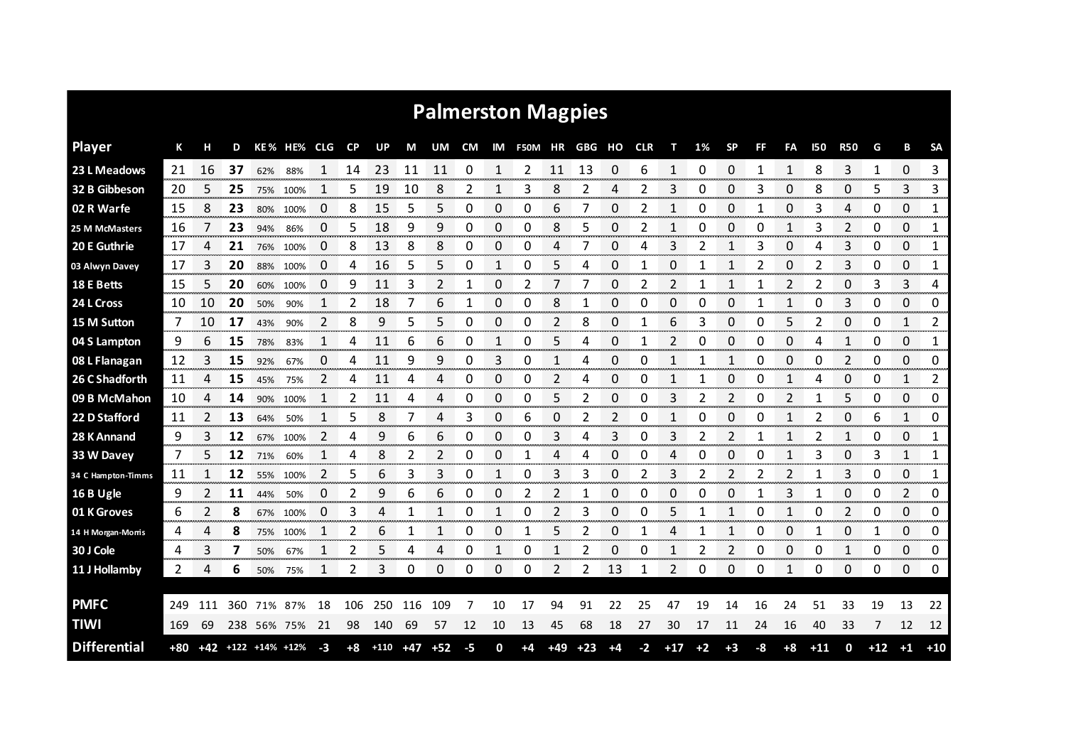# Palmerston Magpies

| Player | K | H | D | KE% | HE% | CLG | CP | UP | M | UM | CM | IM | F50M | HR | GBG | HO | CLR | T | 1% | SP | FF | FA | I50 | R50 | G | B | SA |
|---|---|---|---|---|---|---|---|---|---|---|---|---|---|---|---|---|---|---|---|---|---|---|---|---|---|---|---|
| 23 L Meadows | 21 | 16 | **37** | 62% | 88% | 1 | 14 | 23 | 11 | 11 | 0 | 1 | 2 | 11 | 13 | 0 | 6 | 1 | 0 | 0 | 1 | 1 | 8 | 3 | 1 | 0 | 3 |
| 32 B Gibbeson | 20 | 5 | **25** | 75% | 100% | 1 | 5 | 19 | 10 | 8 | 2 | 1 | 3 | 8 | 2 | 4 | 2 | 3 | 0 | 0 | 3 | 0 | 8 | 0 | 5 | 3 | 3 |
| 02 R Warfe | 15 | 8 | **23** | 80% | 100% | 0 | 8 | 15 | 5 | 5 | 0 | 0 | 0 | 6 | 7 | 0 | 2 | 1 | 0 | 0 | 1 | 0 | 3 | 4 | 0 | 0 | 1 |
| 25 M McMasters | 16 | 7 | **23** | 94% | 86% | 0 | 5 | 18 | 9 | 9 | 0 | 0 | 0 | 8 | 5 | 0 | 2 | 1 | 0 | 0 | 0 | 1 | 3 | 2 | 0 | 0 | 1 |
| 20 E Guthrie | 17 | 4 | **21** | 76% | 100% | 0 | 8 | 13 | 8 | 8 | 0 | 0 | 0 | 4 | 7 | 0 | 4 | 3 | 2 | 1 | 3 | 0 | 4 | 3 | 0 | 0 | 1 |
| 03 Alwyn Davey | 17 | 3 | **20** | 88% | 100% | 0 | 4 | 16 | 5 | 5 | 0 | 1 | 0 | 5 | 4 | 0 | 1 | 0 | 1 | 1 | 2 | 0 | 2 | 3 | 0 | 0 | 1 |
| 18 E Betts | 15 | 5 | **20** | 60% | 100% | 0 | 9 | 11 | 3 | 2 | 1 | 0 | 2 | 7 | 7 | 0 | 2 | 2 | 1 | 1 | 1 | 2 | 2 | 0 | 3 | 3 | 4 |
| 24 L Cross | 10 | 10 | **20** | 50% | 90% | 1 | 2 | 18 | 7 | 6 | 1 | 0 | 0 | 8 | 1 | 0 | 0 | 0 | 0 | 0 | 1 | 1 | 0 | 3 | 0 | 0 | 0 |
| 15 M Sutton | 7 | 10 | **17** | 43% | 90% | 2 | 8 | 9 | 5 | 5 | 0 | 0 | 0 | 2 | 8 | 0 | 1 | 6 | 3 | 0 | 0 | 5 | 2 | 0 | 0 | 1 | 2 |
| 04 S Lampton | 9 | 6 | **15** | 78% | 83% | 1 | 4 | 11 | 6 | 6 | 0 | 1 | 0 | 5 | 4 | 0 | 1 | 2 | 0 | 0 | 0 | 0 | 4 | 1 | 0 | 0 | 1 |
| 08 L Flanagan | 12 | 3 | **15** | 92% | 67% | 0 | 4 | 11 | 9 | 9 | 0 | 3 | 0 | 1 | 4 | 0 | 0 | 1 | 1 | 1 | 0 | 0 | 0 | 2 | 0 | 0 | 0 |
| 26 C Shadforth | 11 | 4 | **15** | 45% | 75% | 2 | 4 | 11 | 4 | 4 | 0 | 0 | 0 | 2 | 4 | 0 | 0 | 1 | 1 | 0 | 0 | 1 | 4 | 0 | 0 | 1 | 2 |
| 09 B McMahon | 10 | 4 | **14** | 90% | 100% | 1 | 2 | 11 | 4 | 4 | 0 | 0 | 0 | 5 | 2 | 0 | 0 | 3 | 2 | 2 | 0 | 2 | 1 | 5 | 0 | 0 | 0 |
| 22 D Stafford | 11 | 2 | **13** | 64% | 50% | 1 | 5 | 8 | 7 | 4 | 3 | 0 | 6 | 0 | 2 | 2 | 0 | 1 | 0 | 0 | 0 | 1 | 2 | 0 | 6 | 1 | 0 |
| 28 K Annand | 9 | 3 | **12** | 67% | 100% | 2 | 4 | 9 | 6 | 6 | 0 | 0 | 0 | 3 | 4 | 3 | 0 | 3 | 2 | 2 | 1 | 1 | 2 | 1 | 0 | 0 | 1 |
| 33 W Davey | 7 | 5 | **12** | 71% | 60% | 1 | 4 | 8 | 2 | 2 | 0 | 0 | 1 | 4 | 4 | 0 | 0 | 4 | 0 | 0 | 0 | 1 | 3 | 0 | 3 | 1 | 1 |
| 34 C Hampton-Timms | 11 | 1 | **12** | 55% | 100% | 2 | 5 | 6 | 3 | 3 | 0 | 1 | 0 | 3 | 3 | 0 | 2 | 3 | 2 | 2 | 2 | 2 | 1 | 3 | 0 | 0 | 1 |
| 16 B Ugle | 9 | 2 | **11** | 44% | 50% | 0 | 2 | 9 | 6 | 6 | 0 | 0 | 2 | 2 | 1 | 0 | 0 | 0 | 0 | 0 | 1 | 3 | 1 | 0 | 0 | 2 | 0 |
| 01 K Groves | 6 | 2 | **8** | 67% | 100% | 0 | 3 | 4 | 1 | 1 | 0 | 1 | 0 | 2 | 3 | 0 | 0 | 5 | 1 | 1 | 0 | 1 | 0 | 2 | 0 | 0 | 0 |
| 14 H Morgan-Morris | 4 | 4 | **8** | 75% | 100% | 1 | 2 | 6 | 1 | 1 | 0 | 0 | 1 | 5 | 2 | 0 | 1 | 4 | 1 | 1 | 0 | 0 | 1 | 0 | 1 | 0 | 0 |
| 30 J Cole | 4 | 3 | **7** | 50% | 67% | 1 | 2 | 5 | 4 | 4 | 0 | 1 | 0 | 1 | 2 | 0 | 0 | 1 | 2 | 2 | 0 | 0 | 0 | 1 | 0 | 0 | 0 |
| 11 J Hollamby | 2 | 4 | **6** | 50% | 75% | 1 | 2 | 3 | 0 | 0 | 0 | 0 | 0 | 2 | 2 | 13 | 1 | 2 | 0 | 0 | 0 | 1 | 0 | 0 | 0 | 0 | 0 |
| **PMFC** | 249 | 111 | 360 | 71% | 87% | 18 | 106 | 250 | 116 | 109 | 7 | 10 | 17 | 94 | 91 | 22 | 25 | 47 | 19 | 14 | 16 | 24 | 51 | 33 | 19 | 13 | 22 |
| **TIWI** | 169 | 69 | 238 | 56% | 75% | 21 | 98 | 140 | 69 | 57 | 12 | 10 | 13 | 45 | 68 | 18 | 27 | 30 | 17 | 11 | 24 | 16 | 40 | 33 | 7 | 12 | 12 |
| **Differential** | +80 | +42 | +122 | +14% | +12% | -3 | +8 | +110 | +47 | +52 | -5 | 0 | +4 | +49 | +23 | +4 | -2 | +17 | +2 | +3 | -8 | +8 | +11 | 0 | +12 | +1 | +10 |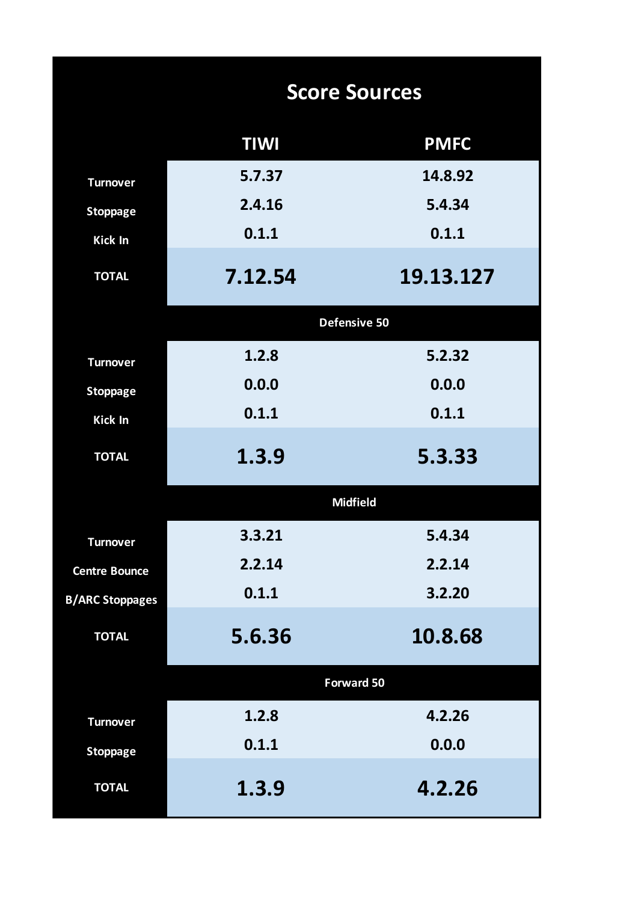## Score Sources

| | TIWI | PMFC |
|---|---|---|
| Turnover | 5.7.37 | 14.8.92 |
| Stoppage | 2.4.16 | 5.4.34 |
| Kick In | 0.1.1 | 0.1.1 |
| **TOTAL** | **7.12.54** | **19.13.127** |
| **Defensive 50** | | |
| Turnover | 1.2.8 | 5.2.32 |
| Stoppage | 0.0.0 | 0.0.0 |
| Kick In | 0.1.1 | 0.1.1 |
| **TOTAL** | **1.3.9** | **5.3.33** |
| **Midfield** | | |
| Turnover | 3.3.21 | 5.4.34 |
| Centre Bounce | 2.2.14 | 2.2.14 |
| B/ARC Stoppages | 0.1.1 | 3.2.20 |
| **TOTAL** | **5.6.36** | **10.8.68** |
| **Forward 50** | | |
| Turnover | 1.2.8 | 4.2.26 |
| Stoppage | 0.1.1 | 0.0.0 |
| **TOTAL** | **1.3.9** | **4.2.26** |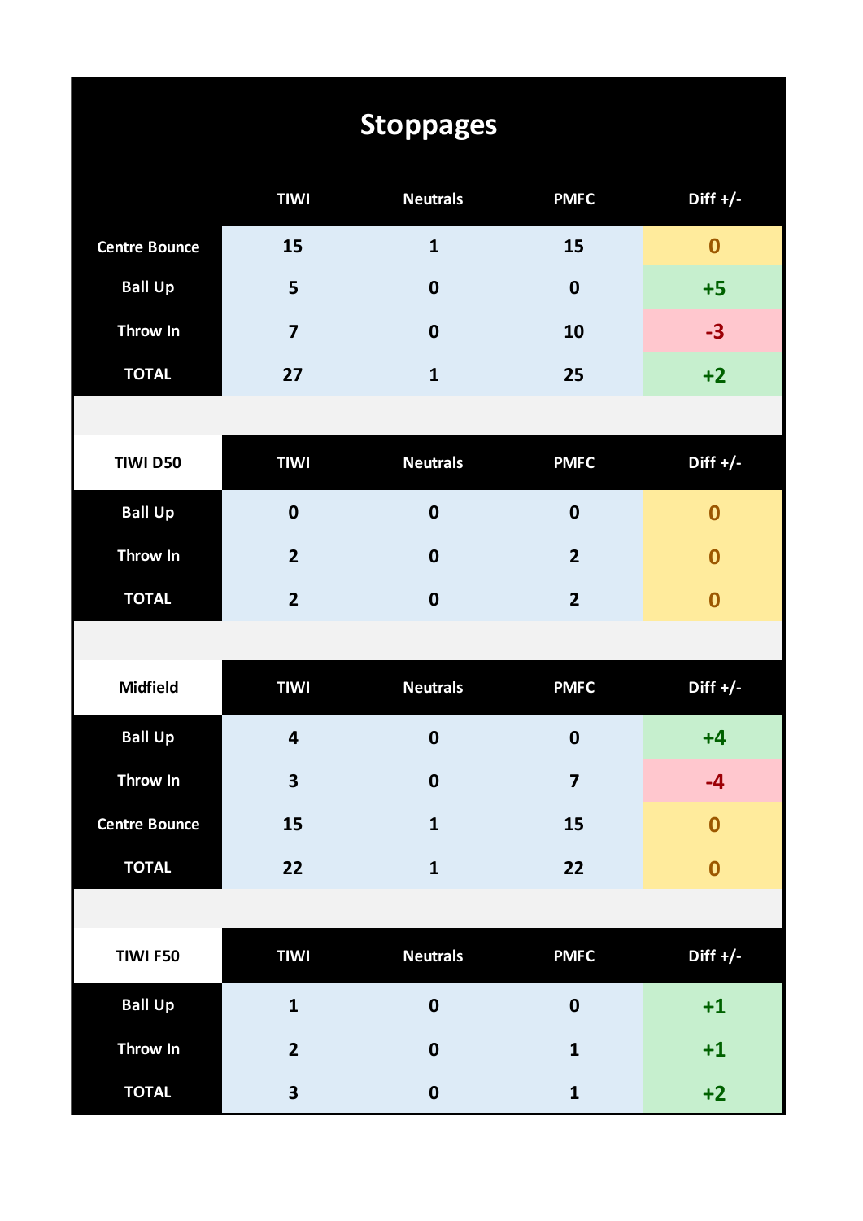# Stoppages

| | TIWI | Neutrals | PMFC | Diff +/- |
|---|---|---|---|---|
| Centre Bounce | 15 | 1 | 15 | 0 |
| Ball Up | 5 | 0 | 0 | +5 |
| Throw In | 7 | 0 | 10 | -3 |
| TOTAL | 27 | 1 | 25 | +2 |

| TIWI D50 | TIWI | Neutrals | PMFC | Diff +/- |
|---|---|---|---|---|
| Ball Up | 0 | 0 | 0 | 0 |
| Throw In | 2 | 0 | 2 | 0 |
| TOTAL | 2 | 0 | 2 | 0 |

| Midfield | TIWI | Neutrals | PMFC | Diff +/- |
|---|---|---|---|---|
| Ball Up | 4 | 0 | 0 | +4 |
| Throw In | 3 | 0 | 7 | -4 |
| Centre Bounce | 15 | 1 | 15 | 0 |
| TOTAL | 22 | 1 | 22 | 0 |

| TIWI F50 | TIWI | Neutrals | PMFC | Diff +/- |
|---|---|---|---|---|
| Ball Up | 1 | 0 | 0 | +1 |
| Throw In | 2 | 0 | 1 | +1 |
| TOTAL | 3 | 0 | 1 | +2 |